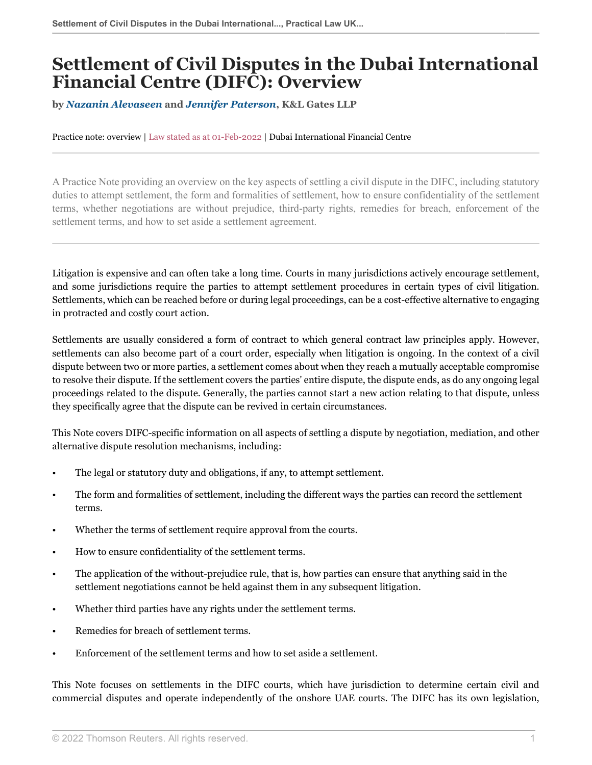# Settlement of Civil Disputes in the Dubai International Financial Centre (DIFC): Overview

by ***Nazanin Alevaseen*** and ***Jennifer Paterson***, **K&L Gates LLP**

Practice note: overview | Law stated as at 01-Feb-2022 | Dubai International Financial Centre

A Practice Note providing an overview on the key aspects of settling a civil dispute in the DIFC, including statutory duties to attempt settlement, the form and formalities of settlement, how to ensure confidentiality of the settlement terms, whether negotiations are without prejudice, third-party rights, remedies for breach, enforcement of the settlement terms, and how to set aside a settlement agreement.

Litigation is expensive and can often take a long time. Courts in many jurisdictions actively encourage settlement, and some jurisdictions require the parties to attempt settlement procedures in certain types of civil litigation. Settlements, which can be reached before or during legal proceedings, can be a cost-effective alternative to engaging in protracted and costly court action.

Settlements are usually considered a form of contract to which general contract law principles apply. However, settlements can also become part of a court order, especially when litigation is ongoing. In the context of a civil dispute between two or more parties, a settlement comes about when they reach a mutually acceptable compromise to resolve their dispute. If the settlement covers the parties' entire dispute, the dispute ends, as do any ongoing legal proceedings related to the dispute. Generally, the parties cannot start a new action relating to that dispute, unless they specifically agree that the dispute can be revived in certain circumstances.

This Note covers DIFC-specific information on all aspects of settling a dispute by negotiation, mediation, and other alternative dispute resolution mechanisms, including:

- The legal or statutory duty and obligations, if any, to attempt settlement.
- The form and formalities of settlement, including the different ways the parties can record the settlement terms.
- Whether the terms of settlement require approval from the courts.
- How to ensure confidentiality of the settlement terms.
- The application of the without-prejudice rule, that is, how parties can ensure that anything said in the settlement negotiations cannot be held against them in any subsequent litigation.
- Whether third parties have any rights under the settlement terms.
- Remedies for breach of settlement terms.
- Enforcement of the settlement terms and how to set aside a settlement.

This Note focuses on settlements in the DIFC courts, which have jurisdiction to determine certain civil and commercial disputes and operate independently of the onshore UAE courts. The DIFC has its own legislation,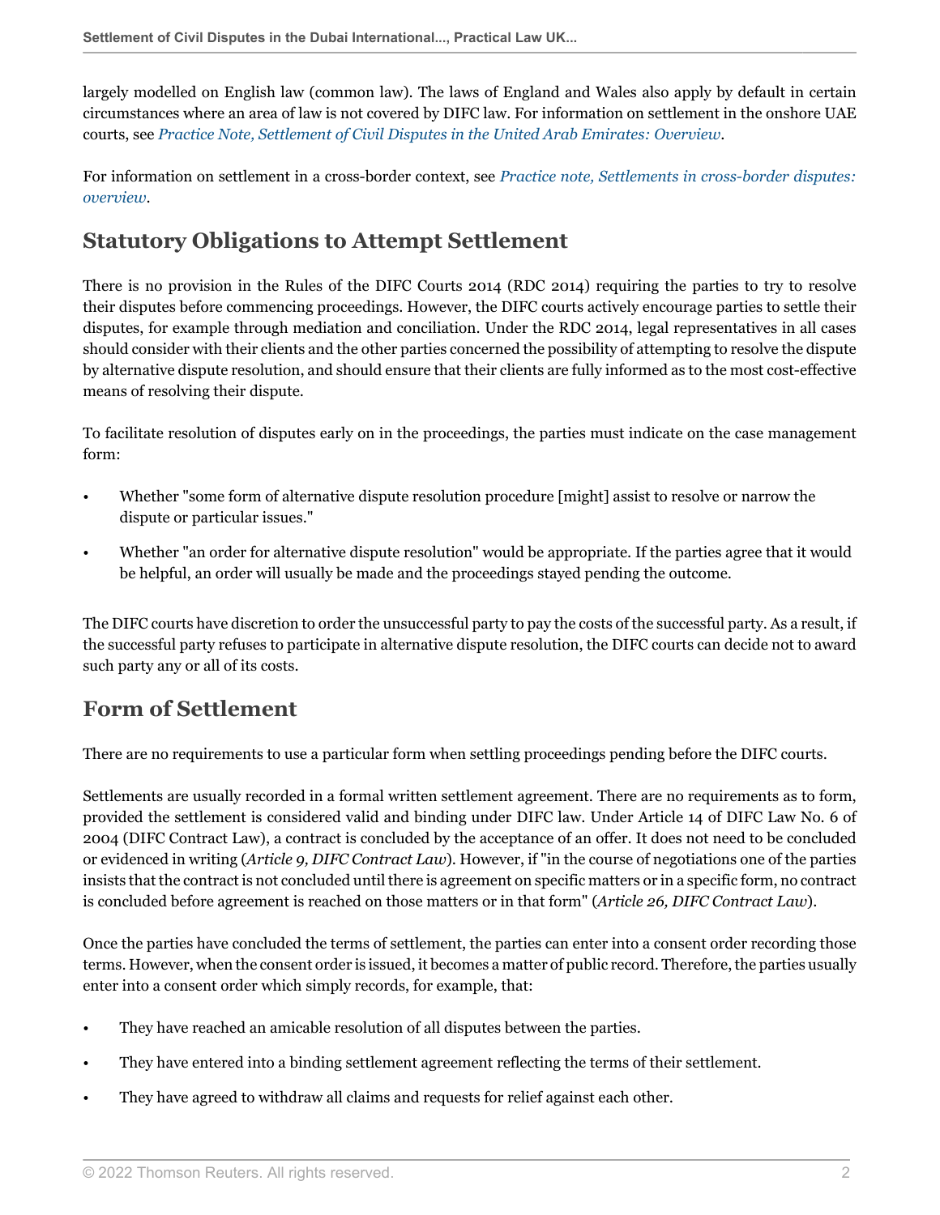largely modelled on English law (common law). The laws of England and Wales also apply by default in certain circumstances where an area of law is not covered by DIFC law. For information on settlement in the onshore UAE courts, see *Practice Note, Settlement of Civil Disputes in the United Arab Emirates: Overview*.

For information on settlement in a cross-border context, see *Practice note, Settlements in cross-border disputes: overview*.

## Statutory Obligations to Attempt Settlement

There is no provision in the Rules of the DIFC Courts 2014 (RDC 2014) requiring the parties to try to resolve their disputes before commencing proceedings. However, the DIFC courts actively encourage parties to settle their disputes, for example through mediation and conciliation. Under the RDC 2014, legal representatives in all cases should consider with their clients and the other parties concerned the possibility of attempting to resolve the dispute by alternative dispute resolution, and should ensure that their clients are fully informed as to the most cost-effective means of resolving their dispute.

To facilitate resolution of disputes early on in the proceedings, the parties must indicate on the case management form:

- Whether "some form of alternative dispute resolution procedure [might] assist to resolve or narrow the dispute or particular issues."
- Whether "an order for alternative dispute resolution" would be appropriate. If the parties agree that it would be helpful, an order will usually be made and the proceedings stayed pending the outcome.

The DIFC courts have discretion to order the unsuccessful party to pay the costs of the successful party. As a result, if the successful party refuses to participate in alternative dispute resolution, the DIFC courts can decide not to award such party any or all of its costs.

## Form of Settlement

There are no requirements to use a particular form when settling proceedings pending before the DIFC courts.

Settlements are usually recorded in a formal written settlement agreement. There are no requirements as to form, provided the settlement is considered valid and binding under DIFC law. Under Article 14 of DIFC Law No. 6 of 2004 (DIFC Contract Law), a contract is concluded by the acceptance of an offer. It does not need to be concluded or evidenced in writing (*Article 9, DIFC Contract Law*). However, if "in the course of negotiations one of the parties insists that the contract is not concluded until there is agreement on specific matters or in a specific form, no contract is concluded before agreement is reached on those matters or in that form" (*Article 26, DIFC Contract Law*).

Once the parties have concluded the terms of settlement, the parties can enter into a consent order recording those terms. However, when the consent order is issued, it becomes a matter of public record. Therefore, the parties usually enter into a consent order which simply records, for example, that:

- They have reached an amicable resolution of all disputes between the parties.
- They have entered into a binding settlement agreement reflecting the terms of their settlement.
- They have agreed to withdraw all claims and requests for relief against each other.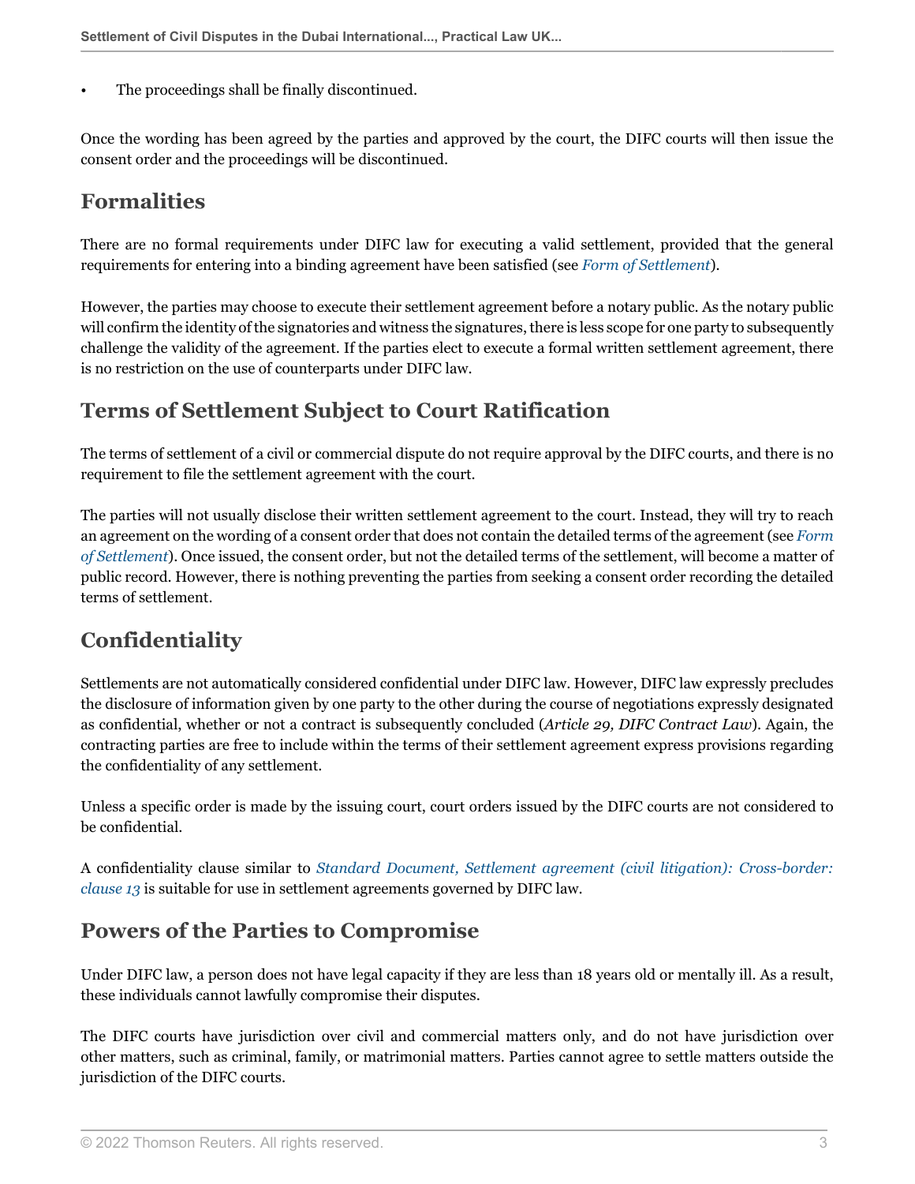- The proceedings shall be finally discontinued.

Once the wording has been agreed by the parties and approved by the court, the DIFC courts will then issue the consent order and the proceedings will be discontinued.

## Formalities

There are no formal requirements under DIFC law for executing a valid settlement, provided that the general requirements for entering into a binding agreement have been satisfied (see *Form of Settlement*).

However, the parties may choose to execute their settlement agreement before a notary public. As the notary public will confirm the identity of the signatories and witness the signatures, there is less scope for one party to subsequently challenge the validity of the agreement. If the parties elect to execute a formal written settlement agreement, there is no restriction on the use of counterparts under DIFC law.

## Terms of Settlement Subject to Court Ratification

The terms of settlement of a civil or commercial dispute do not require approval by the DIFC courts, and there is no requirement to file the settlement agreement with the court.

The parties will not usually disclose their written settlement agreement to the court. Instead, they will try to reach an agreement on the wording of a consent order that does not contain the detailed terms of the agreement (see *Form of Settlement*). Once issued, the consent order, but not the detailed terms of the settlement, will become a matter of public record. However, there is nothing preventing the parties from seeking a consent order recording the detailed terms of settlement.

## Confidentiality

Settlements are not automatically considered confidential under DIFC law. However, DIFC law expressly precludes the disclosure of information given by one party to the other during the course of negotiations expressly designated as confidential, whether or not a contract is subsequently concluded (*Article 29, DIFC Contract Law*). Again, the contracting parties are free to include within the terms of their settlement agreement express provisions regarding the confidentiality of any settlement.

Unless a specific order is made by the issuing court, court orders issued by the DIFC courts are not considered to be confidential.

A confidentiality clause similar to *Standard Document, Settlement agreement (civil litigation): Cross-border: clause 13* is suitable for use in settlement agreements governed by DIFC law.

## Powers of the Parties to Compromise

Under DIFC law, a person does not have legal capacity if they are less than 18 years old or mentally ill. As a result, these individuals cannot lawfully compromise their disputes.

The DIFC courts have jurisdiction over civil and commercial matters only, and do not have jurisdiction over other matters, such as criminal, family, or matrimonial matters. Parties cannot agree to settle matters outside the jurisdiction of the DIFC courts.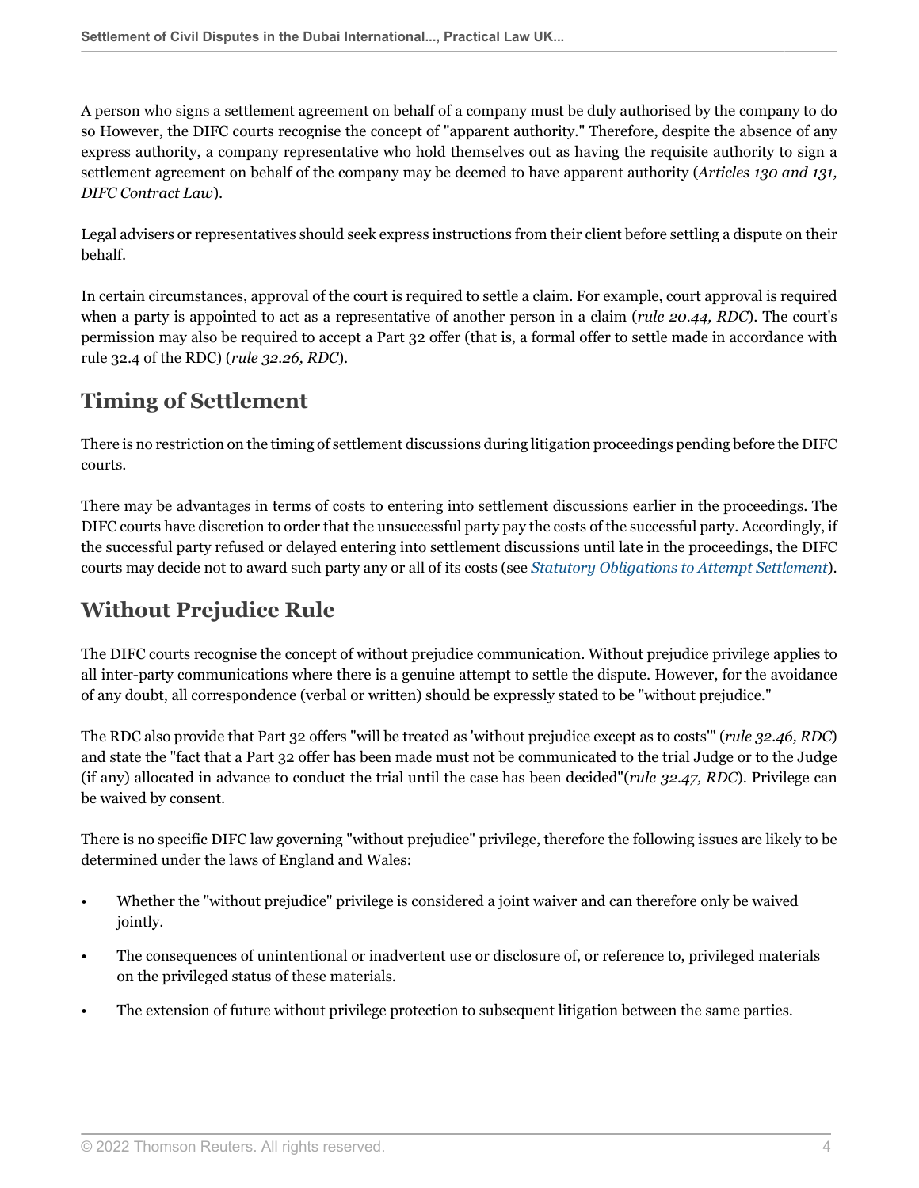A person who signs a settlement agreement on behalf of a company must be duly authorised by the company to do so However, the DIFC courts recognise the concept of "apparent authority." Therefore, despite the absence of any express authority, a company representative who hold themselves out as having the requisite authority to sign a settlement agreement on behalf of the company may be deemed to have apparent authority (*Articles 130 and 131, DIFC Contract Law*).

Legal advisers or representatives should seek express instructions from their client before settling a dispute on their behalf.

In certain circumstances, approval of the court is required to settle a claim. For example, court approval is required when a party is appointed to act as a representative of another person in a claim (*rule 20.44, RDC*). The court's permission may also be required to accept a Part 32 offer (that is, a formal offer to settle made in accordance with rule 32.4 of the RDC) (*rule 32.26, RDC*).

## Timing of Settlement

There is no restriction on the timing of settlement discussions during litigation proceedings pending before the DIFC courts.

There may be advantages in terms of costs to entering into settlement discussions earlier in the proceedings. The DIFC courts have discretion to order that the unsuccessful party pay the costs of the successful party. Accordingly, if the successful party refused or delayed entering into settlement discussions until late in the proceedings, the DIFC courts may decide not to award such party any or all of its costs (see *Statutory Obligations to Attempt Settlement*).

## Without Prejudice Rule

The DIFC courts recognise the concept of without prejudice communication. Without prejudice privilege applies to all inter-party communications where there is a genuine attempt to settle the dispute. However, for the avoidance of any doubt, all correspondence (verbal or written) should be expressly stated to be "without prejudice."

The RDC also provide that Part 32 offers "will be treated as 'without prejudice except as to costs'" (*rule 32.46, RDC*) and state the "fact that a Part 32 offer has been made must not be communicated to the trial Judge or to the Judge (if any) allocated in advance to conduct the trial until the case has been decided"(*rule 32.47, RDC*). Privilege can be waived by consent.

There is no specific DIFC law governing "without prejudice" privilege, therefore the following issues are likely to be determined under the laws of England and Wales:

- Whether the "without prejudice" privilege is considered a joint waiver and can therefore only be waived jointly.
- The consequences of unintentional or inadvertent use or disclosure of, or reference to, privileged materials on the privileged status of these materials.
- The extension of future without privilege protection to subsequent litigation between the same parties.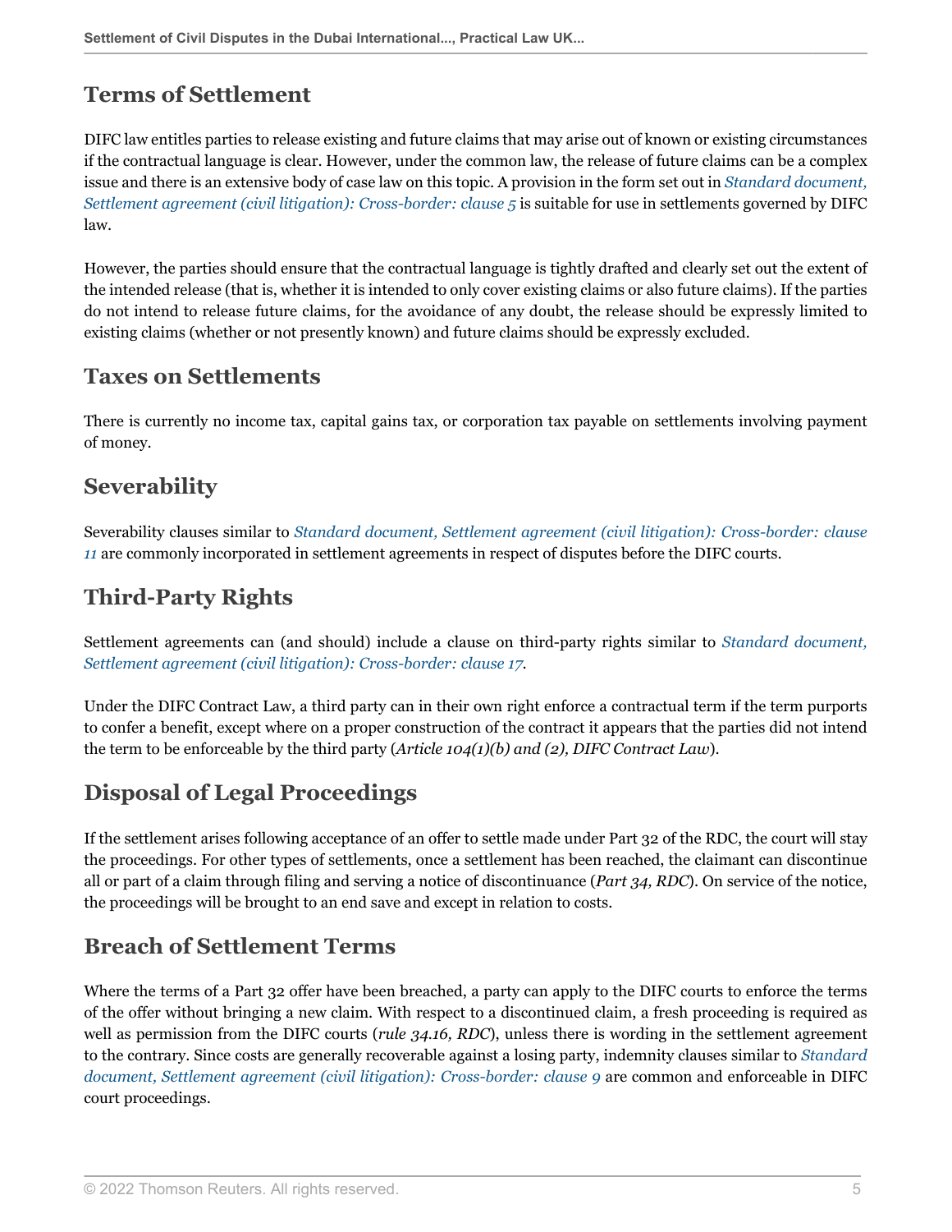## Terms of Settlement

DIFC law entitles parties to release existing and future claims that may arise out of known or existing circumstances if the contractual language is clear. However, under the common law, the release of future claims can be a complex issue and there is an extensive body of case law on this topic. A provision in the form set out in *Standard document, Settlement agreement (civil litigation): Cross-border: clause 5* is suitable for use in settlements governed by DIFC law.

However, the parties should ensure that the contractual language is tightly drafted and clearly set out the extent of the intended release (that is, whether it is intended to only cover existing claims or also future claims). If the parties do not intend to release future claims, for the avoidance of any doubt, the release should be expressly limited to existing claims (whether or not presently known) and future claims should be expressly excluded.

## Taxes on Settlements

There is currently no income tax, capital gains tax, or corporation tax payable on settlements involving payment of money.

## Severability

Severability clauses similar to *Standard document, Settlement agreement (civil litigation): Cross-border: clause 11* are commonly incorporated in settlement agreements in respect of disputes before the DIFC courts.

## Third-Party Rights

Settlement agreements can (and should) include a clause on third-party rights similar to *Standard document, Settlement agreement (civil litigation): Cross-border: clause 17*.

Under the DIFC Contract Law, a third party can in their own right enforce a contractual term if the term purports to confer a benefit, except where on a proper construction of the contract it appears that the parties did not intend the term to be enforceable by the third party (*Article 104(1)(b) and (2), DIFC Contract Law*).

## Disposal of Legal Proceedings

If the settlement arises following acceptance of an offer to settle made under Part 32 of the RDC, the court will stay the proceedings. For other types of settlements, once a settlement has been reached, the claimant can discontinue all or part of a claim through filing and serving a notice of discontinuance (*Part 34, RDC*). On service of the notice, the proceedings will be brought to an end save and except in relation to costs.

## Breach of Settlement Terms

Where the terms of a Part 32 offer have been breached, a party can apply to the DIFC courts to enforce the terms of the offer without bringing a new claim. With respect to a discontinued claim, a fresh proceeding is required as well as permission from the DIFC courts (*rule 34.16, RDC*), unless there is wording in the settlement agreement to the contrary. Since costs are generally recoverable against a losing party, indemnity clauses similar to *Standard document, Settlement agreement (civil litigation): Cross-border: clause 9* are common and enforceable in DIFC court proceedings.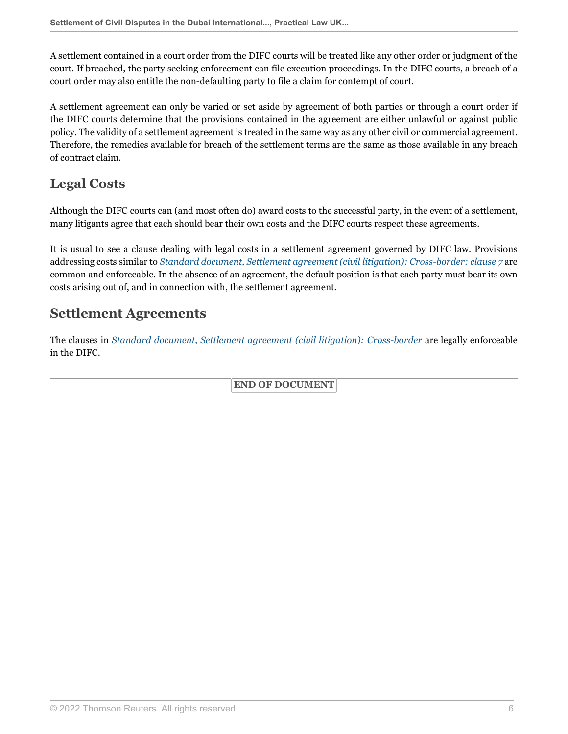A settlement contained in a court order from the DIFC courts will be treated like any other order or judgment of the court. If breached, the party seeking enforcement can file execution proceedings. In the DIFC courts, a breach of a court order may also entitle the non-defaulting party to file a claim for contempt of court.

A settlement agreement can only be varied or set aside by agreement of both parties or through a court order if the DIFC courts determine that the provisions contained in the agreement are either unlawful or against public policy. The validity of a settlement agreement is treated in the same way as any other civil or commercial agreement. Therefore, the remedies available for breach of the settlement terms are the same as those available in any breach of contract claim.

## Legal Costs

Although the DIFC courts can (and most often do) award costs to the successful party, in the event of a settlement, many litigants agree that each should bear their own costs and the DIFC courts respect these agreements.

It is usual to see a clause dealing with legal costs in a settlement agreement governed by DIFC law. Provisions addressing costs similar to *Standard document, Settlement agreement (civil litigation): Cross-border: clause 7* are common and enforceable. In the absence of an agreement, the default position is that each party must bear its own costs arising out of, and in connection with, the settlement agreement.

## Settlement Agreements

The clauses in *Standard document, Settlement agreement (civil litigation): Cross-border* are legally enforceable in the DIFC.

**END OF DOCUMENT**